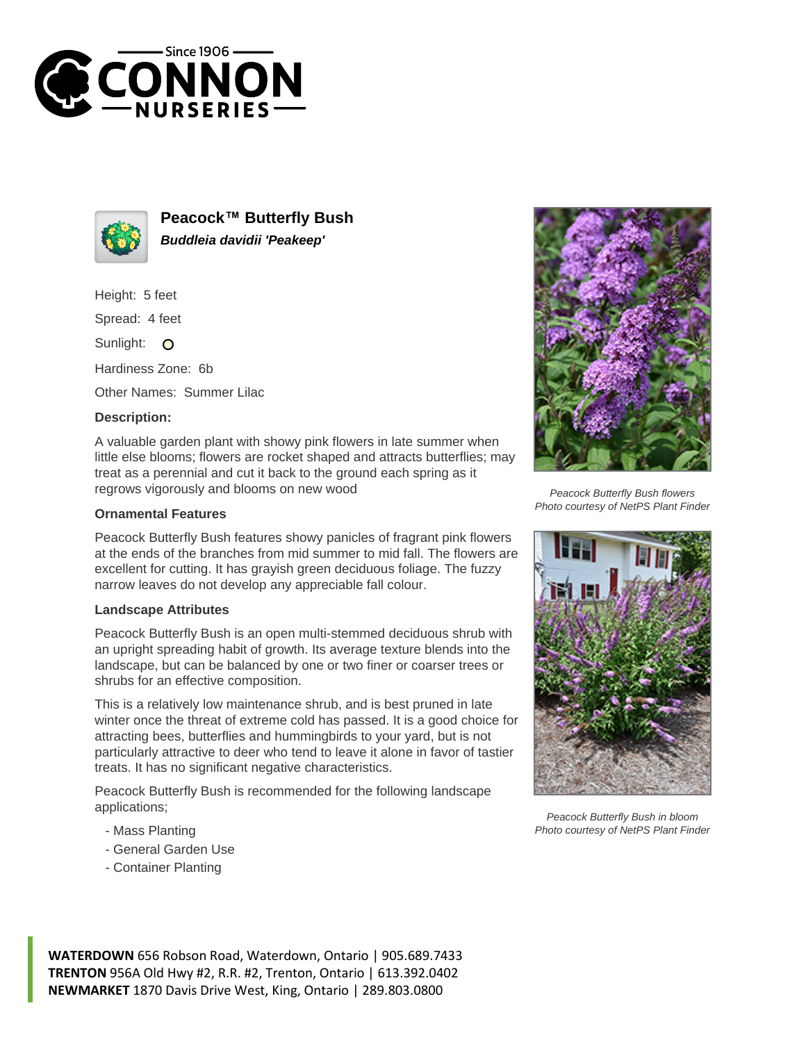# Peacock™ Butterfly Bush

***Buddleia davidii 'Peakeep'***

Height: 5 feet

Spread: 4 feet

Sunlight: O

Hardiness Zone: 6b

Other Names: Summer Lilac

**Description:**

A valuable garden plant with showy pink flowers in late summer when little else blooms; flowers are rocket shaped and attracts butterflies; may treat as a perennial and cut it back to the ground each spring as it regrows vigorously and blooms on new wood

**Ornamental Features**

Peacock Butterfly Bush features showy panicles of fragrant pink flowers at the ends of the branches from mid summer to mid fall. The flowers are excellent for cutting. It has grayish green deciduous foliage. The fuzzy narrow leaves do not develop any appreciable fall colour.

**Landscape Attributes**

Peacock Butterfly Bush is an open multi-stemmed deciduous shrub with an upright spreading habit of growth. Its average texture blends into the landscape, but can be balanced by one or two finer or coarser trees or shrubs for an effective composition.

This is a relatively low maintenance shrub, and is best pruned in late winter once the threat of extreme cold has passed. It is a good choice for attracting bees, butterflies and hummingbirds to your yard, but is not particularly attractive to deer who tend to leave it alone in favor of tastier treats. It has no significant negative characteristics.

Peacock Butterfly Bush is recommended for the following landscape applications;

- Mass Planting
- General Garden Use
- Container Planting

*Peacock Butterfly Bush flowers*
*Photo courtesy of NetPS Plant Finder*

*Peacock Butterfly Bush in bloom*
*Photo courtesy of NetPS Plant Finder*

**WATERDOWN** 656 Robson Road, Waterdown, Ontario | 905.689.7433
**TRENTON** 956A Old Hwy #2, R.R. #2, Trenton, Ontario | 613.392.0402
**NEWMARKET** 1870 Davis Drive West, King, Ontario | 289.803.0800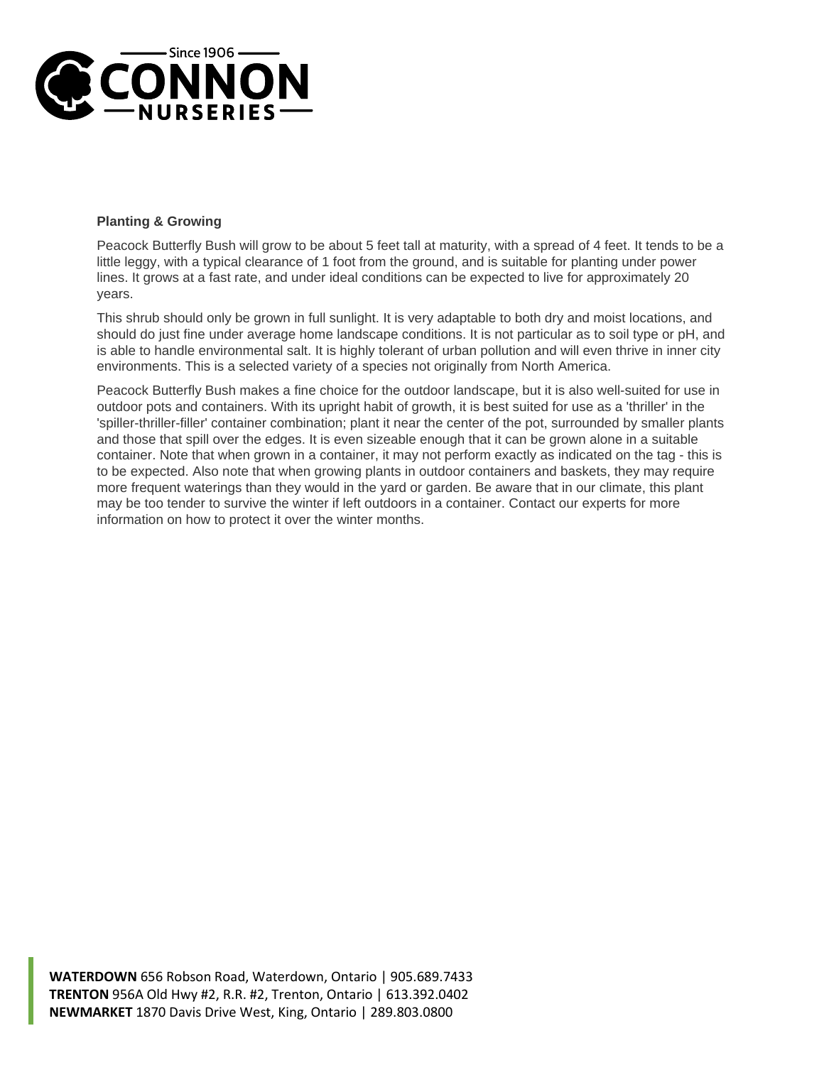### Planting & Growing

Peacock Butterfly Bush will grow to be about 5 feet tall at maturity, with a spread of 4 feet. It tends to be a little leggy, with a typical clearance of 1 foot from the ground, and is suitable for planting under power lines. It grows at a fast rate, and under ideal conditions can be expected to live for approximately 20 years.

This shrub should only be grown in full sunlight. It is very adaptable to both dry and moist locations, and should do just fine under average home landscape conditions. It is not particular as to soil type or pH, and is able to handle environmental salt. It is highly tolerant of urban pollution and will even thrive in inner city environments. This is a selected variety of a species not originally from North America.

Peacock Butterfly Bush makes a fine choice for the outdoor landscape, but it is also well-suited for use in outdoor pots and containers. With its upright habit of growth, it is best suited for use as a 'thriller' in the 'spiller-thriller-filler' container combination; plant it near the center of the pot, surrounded by smaller plants and those that spill over the edges. It is even sizeable enough that it can be grown alone in a suitable container. Note that when grown in a container, it may not perform exactly as indicated on the tag - this is to be expected. Also note that when growing plants in outdoor containers and baskets, they may require more frequent waterings than they would in the yard or garden. Be aware that in our climate, this plant may be too tender to survive the winter if left outdoors in a container. Contact our experts for more information on how to protect it over the winter months.